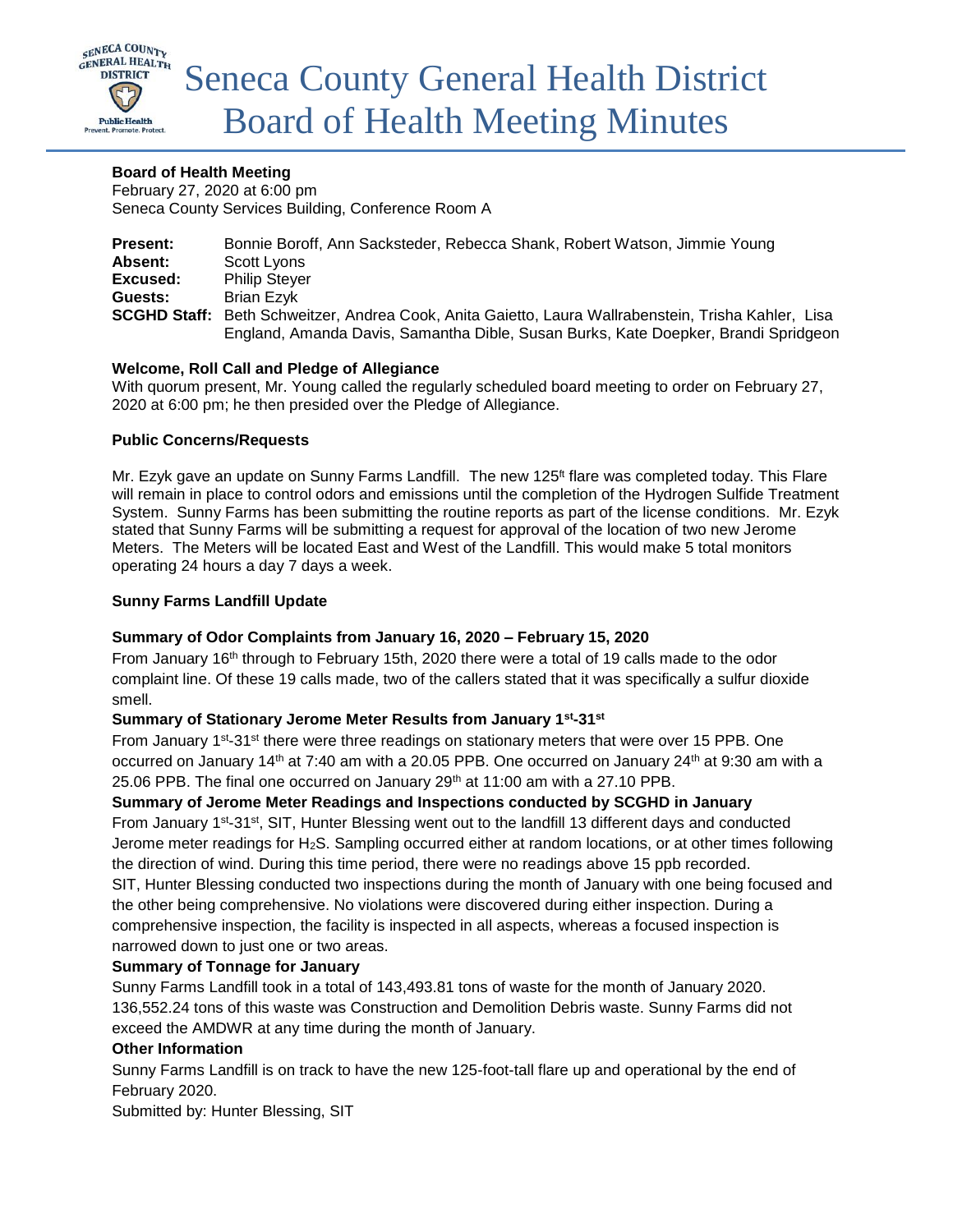// Seneca County General Health District Board of Health Meeting Minutes

# Seneca County General Health District Board of Health Meeting Minutes

**Board of Health Meeting**
February 27, 2020 at 6:00 pm
Seneca County Services Building, Conference Room A

| | |
|---|---|
| **Present:** | Bonnie Boroff, Ann Sacksteder, Rebecca Shank, Robert Watson, Jimmie Young |
| **Absent:** | Scott Lyons |
| **Excused:** | Philip Steyer |
| **Guests:** | Brian Ezyk |
| **SCGHD Staff:** | Beth Schweitzer, Andrea Cook, Anita Gaietto, Laura Wallrabenstein, Trisha Kahler, Lisa England, Amanda Davis, Samantha Dible, Susan Burks, Kate Doepker, Brandi Spridgeon |

**Welcome, Roll Call and Pledge of Allegiance**

With quorum present, Mr. Young called the regularly scheduled board meeting to order on February 27, 2020 at 6:00 pm; he then presided over the Pledge of Allegiance.

**Public Concerns/Requests**

Mr. Ezyk gave an update on Sunny Farms Landfill. The new 125ft flare was completed today. This Flare will remain in place to control odors and emissions until the completion of the Hydrogen Sulfide Treatment System. Sunny Farms has been submitting the routine reports as part of the license conditions. Mr. Ezyk stated that Sunny Farms will be submitting a request for approval of the location of two new Jerome Meters. The Meters will be located East and West of the Landfill. This would make 5 total monitors operating 24 hours a day 7 days a week.

**Sunny Farms Landfill Update**

**Summary of Odor Complaints from January 16, 2020 – February 15, 2020**

From January 16th through to February 15th, 2020 there were a total of 19 calls made to the odor complaint line. Of these 19 calls made, two of the callers stated that it was specifically a sulfur dioxide smell.

**Summary of Stationary Jerome Meter Results from January 1st-31st**

From January 1st-31st there were three readings on stationary meters that were over 15 PPB. One occurred on January 14th at 7:40 am with a 20.05 PPB. One occurred on January 24th at 9:30 am with a 25.06 PPB. The final one occurred on January 29th at 11:00 am with a 27.10 PPB.

**Summary of Jerome Meter Readings and Inspections conducted by SCGHD in January**

From January 1st-31st, SIT, Hunter Blessing went out to the landfill 13 different days and conducted Jerome meter readings for $H_2S$. Sampling occurred either at random locations, or at other times following the direction of wind. During this time period, there were no readings above 15 ppb recorded.

SIT, Hunter Blessing conducted two inspections during the month of January with one being focused and the other being comprehensive. No violations were discovered during either inspection. During a comprehensive inspection, the facility is inspected in all aspects, whereas a focused inspection is narrowed down to just one or two areas.

**Summary of Tonnage for January**

Sunny Farms Landfill took in a total of 143,493.81 tons of waste for the month of January 2020. 136,552.24 tons of this waste was Construction and Demolition Debris waste. Sunny Farms did not exceed the AMDWR at any time during the month of January.

**Other Information**

Sunny Farms Landfill is on track to have the new 125-foot-tall flare up and operational by the end of February 2020.

Submitted by: Hunter Blessing, SIT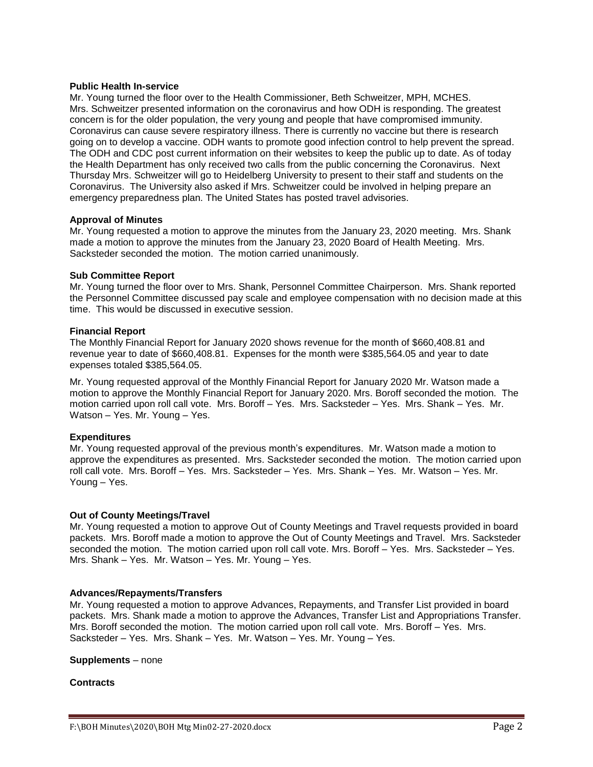**Public Health In-service**

Mr. Young turned the floor over to the Health Commissioner, Beth Schweitzer, MPH, MCHES. Mrs. Schweitzer presented information on the coronavirus and how ODH is responding. The greatest concern is for the older population, the very young and people that have compromised immunity. Coronavirus can cause severe respiratory illness. There is currently no vaccine but there is research going on to develop a vaccine. ODH wants to promote good infection control to help prevent the spread. The ODH and CDC post current information on their websites to keep the public up to date. As of today the Health Department has only received two calls from the public concerning the Coronavirus. Next Thursday Mrs. Schweitzer will go to Heidelberg University to present to their staff and students on the Coronavirus. The University also asked if Mrs. Schweitzer could be involved in helping prepare an emergency preparedness plan. The United States has posted travel advisories.

**Approval of Minutes**

Mr. Young requested a motion to approve the minutes from the January 23, 2020 meeting. Mrs. Shank made a motion to approve the minutes from the January 23, 2020 Board of Health Meeting. Mrs. Sacksteder seconded the motion. The motion carried unanimously.

**Sub Committee Report**

Mr. Young turned the floor over to Mrs. Shank, Personnel Committee Chairperson. Mrs. Shank reported the Personnel Committee discussed pay scale and employee compensation with no decision made at this time. This would be discussed in executive session.

**Financial Report**

The Monthly Financial Report for January 2020 shows revenue for the month of $660,408.81 and revenue year to date of $660,408.81. Expenses for the month were $385,564.05 and year to date expenses totaled $385,564.05.

Mr. Young requested approval of the Monthly Financial Report for January 2020 Mr. Watson made a motion to approve the Monthly Financial Report for January 2020. Mrs. Boroff seconded the motion. The motion carried upon roll call vote. Mrs. Boroff – Yes. Mrs. Sacksteder – Yes. Mrs. Shank – Yes. Mr. Watson – Yes. Mr. Young – Yes.

**Expenditures**

Mr. Young requested approval of the previous month's expenditures. Mr. Watson made a motion to approve the expenditures as presented. Mrs. Sacksteder seconded the motion. The motion carried upon roll call vote. Mrs. Boroff – Yes. Mrs. Sacksteder – Yes. Mrs. Shank – Yes. Mr. Watson – Yes. Mr. Young – Yes.

**Out of County Meetings/Travel**

Mr. Young requested a motion to approve Out of County Meetings and Travel requests provided in board packets. Mrs. Boroff made a motion to approve the Out of County Meetings and Travel. Mrs. Sacksteder seconded the motion. The motion carried upon roll call vote. Mrs. Boroff – Yes. Mrs. Sacksteder – Yes. Mrs. Shank – Yes. Mr. Watson – Yes. Mr. Young – Yes.

**Advances/Repayments/Transfers**

Mr. Young requested a motion to approve Advances, Repayments, and Transfer List provided in board packets. Mrs. Shank made a motion to approve the Advances, Transfer List and Appropriations Transfer. Mrs. Boroff seconded the motion. The motion carried upon roll call vote. Mrs. Boroff – Yes. Mrs. Sacksteder – Yes. Mrs. Shank – Yes. Mr. Watson – Yes. Mr. Young – Yes.

**Supplements** – none

**Contracts**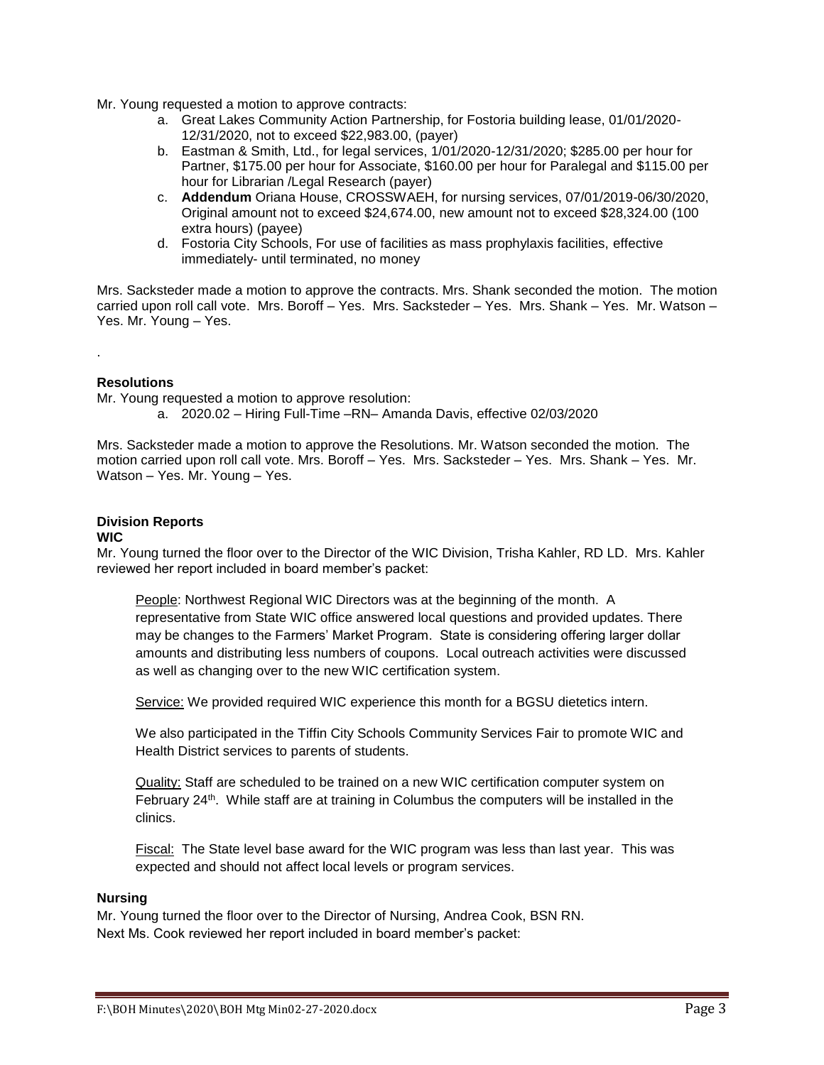Mr. Young requested a motion to approve contracts:

a. Great Lakes Community Action Partnership, for Fostoria building lease, 01/01/2020-12/31/2020, not to exceed $22,983.00, (payer)
b. Eastman & Smith, Ltd., for legal services, 1/01/2020-12/31/2020; $285.00 per hour for Partner, $175.00 per hour for Associate, $160.00 per hour for Paralegal and $115.00 per hour for Librarian /Legal Research (payer)
c. **Addendum** Oriana House, CROSSWAEH, for nursing services, 07/01/2019-06/30/2020, Original amount not to exceed $24,674.00, new amount not to exceed $28,324.00 (100 extra hours) (payee)
d. Fostoria City Schools, For use of facilities as mass prophylaxis facilities, effective immediately- until terminated, no money

Mrs. Sacksteder made a motion to approve the contracts. Mrs. Shank seconded the motion. The motion carried upon roll call vote. Mrs. Boroff – Yes. Mrs. Sacksteder – Yes. Mrs. Shank – Yes. Mr. Watson – Yes. Mr. Young – Yes.

.

**Resolutions**

Mr. Young requested a motion to approve resolution:

a. 2020.02 – Hiring Full-Time –RN– Amanda Davis, effective 02/03/2020

Mrs. Sacksteder made a motion to approve the Resolutions. Mr. Watson seconded the motion. The motion carried upon roll call vote. Mrs. Boroff – Yes. Mrs. Sacksteder – Yes. Mrs. Shank – Yes. Mr. Watson – Yes. Mr. Young – Yes.

**Division Reports**

**WIC**

Mr. Young turned the floor over to the Director of the WIC Division, Trisha Kahler, RD LD. Mrs. Kahler reviewed her report included in board member's packet:

People: Northwest Regional WIC Directors was at the beginning of the month. A representative from State WIC office answered local questions and provided updates. There may be changes to the Farmers' Market Program. State is considering offering larger dollar amounts and distributing less numbers of coupons. Local outreach activities were discussed as well as changing over to the new WIC certification system.

Service: We provided required WIC experience this month for a BGSU dietetics intern.

We also participated in the Tiffin City Schools Community Services Fair to promote WIC and Health District services to parents of students.

Quality: Staff are scheduled to be trained on a new WIC certification computer system on February 24th. While staff are at training in Columbus the computers will be installed in the clinics.

Fiscal: The State level base award for the WIC program was less than last year. This was expected and should not affect local levels or program services.

**Nursing**

Mr. Young turned the floor over to the Director of Nursing, Andrea Cook, BSN RN.
Next Ms. Cook reviewed her report included in board member's packet: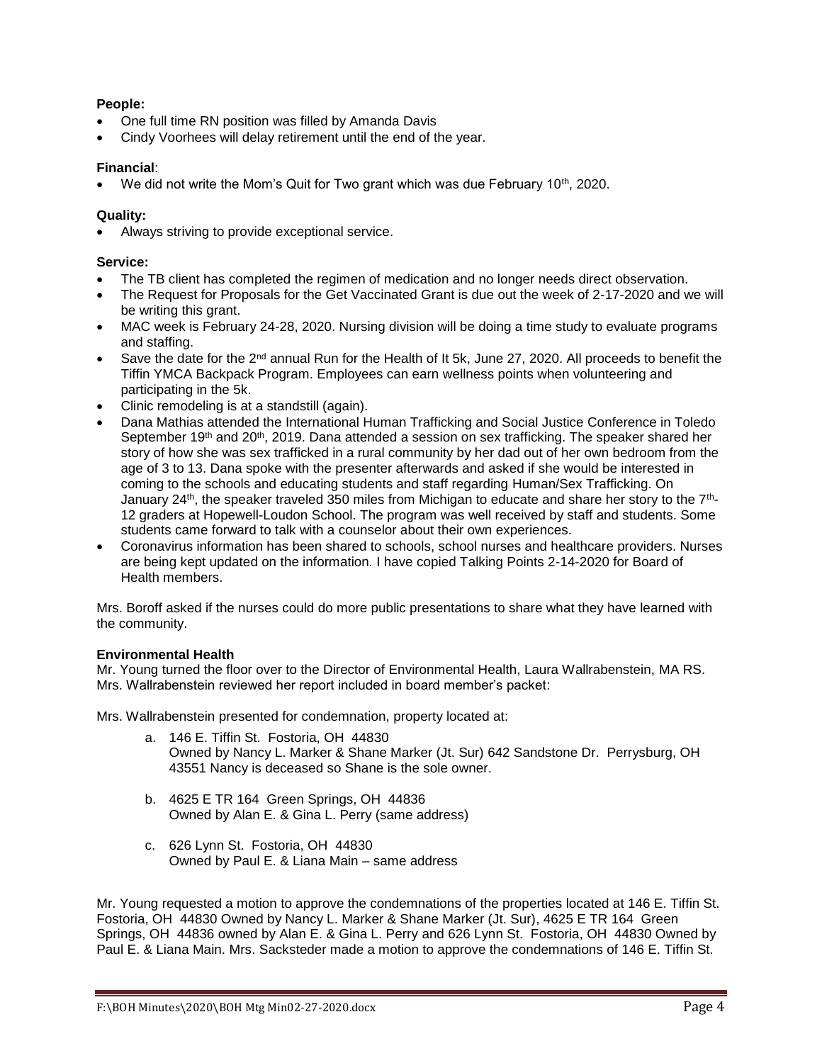**People:**

- One full time RN position was filled by Amanda Davis
- Cindy Voorhees will delay retirement until the end of the year.

**Financial**:

- We did not write the Mom's Quit for Two grant which was due February 10th, 2020.

**Quality:**

- Always striving to provide exceptional service.

**Service:**

- The TB client has completed the regimen of medication and no longer needs direct observation.
- The Request for Proposals for the Get Vaccinated Grant is due out the week of 2-17-2020 and we will be writing this grant.
- MAC week is February 24-28, 2020. Nursing division will be doing a time study to evaluate programs and staffing.
- Save the date for the 2nd annual Run for the Health of It 5k, June 27, 2020. All proceeds to benefit the Tiffin YMCA Backpack Program. Employees can earn wellness points when volunteering and participating in the 5k.
- Clinic remodeling is at a standstill (again).
- Dana Mathias attended the International Human Trafficking and Social Justice Conference in Toledo September 19th and 20th, 2019. Dana attended a session on sex trafficking. The speaker shared her story of how she was sex trafficked in a rural community by her dad out of her own bedroom from the age of 3 to 13. Dana spoke with the presenter afterwards and asked if she would be interested in coming to the schools and educating students and staff regarding Human/Sex Trafficking. On January 24th, the speaker traveled 350 miles from Michigan to educate and share her story to the 7th-12 graders at Hopewell-Loudon School. The program was well received by staff and students. Some students came forward to talk with a counselor about their own experiences.
- Coronavirus information has been shared to schools, school nurses and healthcare providers. Nurses are being kept updated on the information. I have copied Talking Points 2-14-2020 for Board of Health members.

Mrs. Boroff asked if the nurses could do more public presentations to share what they have learned with the community.

**Environmental Health**

Mr. Young turned the floor over to the Director of Environmental Health, Laura Wallrabenstein, MA RS. Mrs. Wallrabenstein reviewed her report included in board member's packet:

Mrs. Wallrabenstein presented for condemnation, property located at:

a. 146 E. Tiffin St. Fostoria, OH 44830
   Owned by Nancy L. Marker & Shane Marker (Jt. Sur) 642 Sandstone Dr. Perrysburg, OH 43551 Nancy is deceased so Shane is the sole owner.

b. 4625 E TR 164 Green Springs, OH 44836
   Owned by Alan E. & Gina L. Perry (same address)

c. 626 Lynn St. Fostoria, OH 44830
   Owned by Paul E. & Liana Main – same address

Mr. Young requested a motion to approve the condemnations of the properties located at 146 E. Tiffin St. Fostoria, OH 44830 Owned by Nancy L. Marker & Shane Marker (Jt. Sur), 4625 E TR 164 Green Springs, OH 44836 owned by Alan E. & Gina L. Perry and 626 Lynn St. Fostoria, OH 44830 Owned by Paul E. & Liana Main. Mrs. Sacksteder made a motion to approve the condemnations of 146 E. Tiffin St.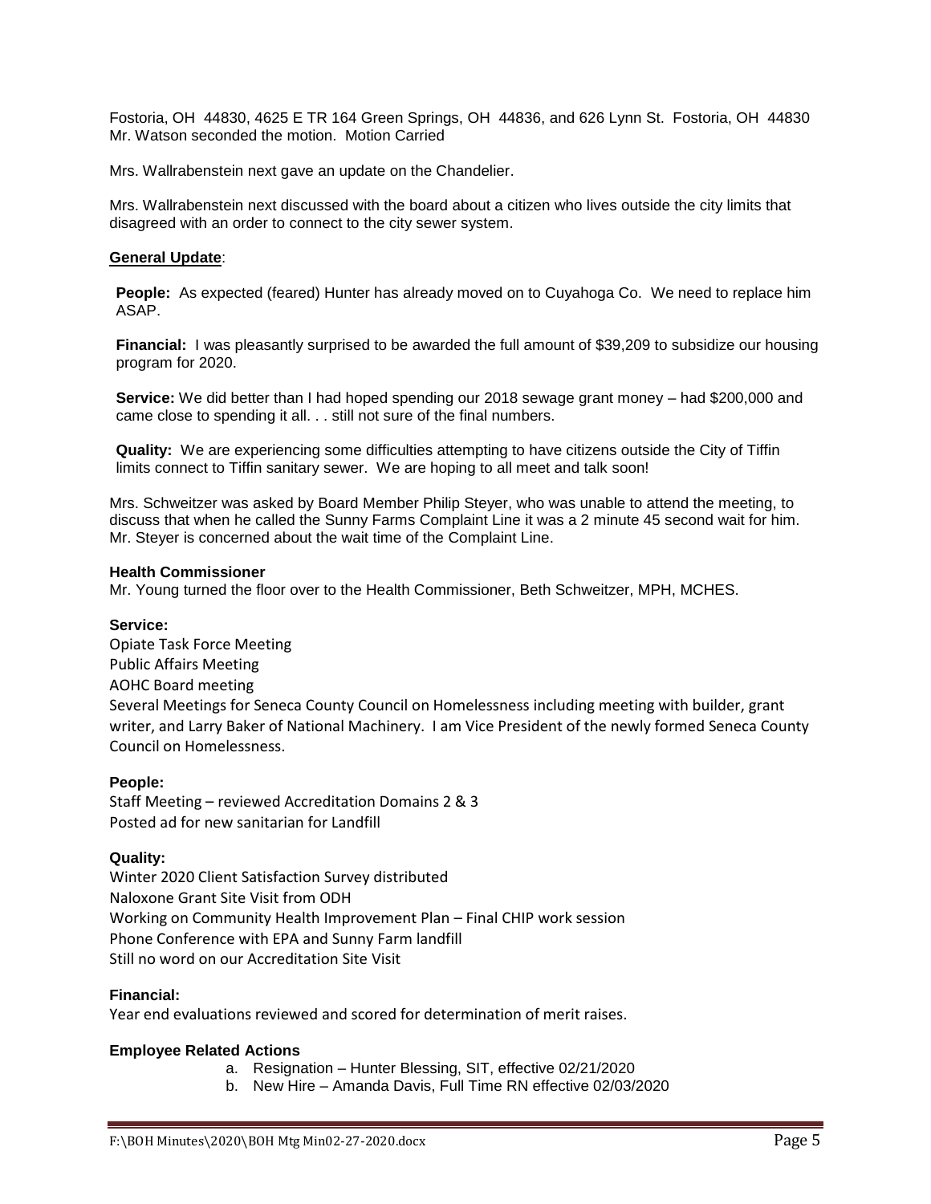Fostoria, OH 44830, 4625 E TR 164 Green Springs, OH 44836, and 626 Lynn St. Fostoria, OH 44830 Mr. Watson seconded the motion. Motion Carried

Mrs. Wallrabenstein next gave an update on the Chandelier.

Mrs. Wallrabenstein next discussed with the board about a citizen who lives outside the city limits that disagreed with an order to connect to the city sewer system.

**General Update**:

**People:** As expected (feared) Hunter has already moved on to Cuyahoga Co. We need to replace him ASAP.

**Financial:** I was pleasantly surprised to be awarded the full amount of $39,209 to subsidize our housing program for 2020.

**Service:** We did better than I had hoped spending our 2018 sewage grant money – had $200,000 and came close to spending it all. . . still not sure of the final numbers.

**Quality:** We are experiencing some difficulties attempting to have citizens outside the City of Tiffin limits connect to Tiffin sanitary sewer. We are hoping to all meet and talk soon!

Mrs. Schweitzer was asked by Board Member Philip Steyer, who was unable to attend the meeting, to discuss that when he called the Sunny Farms Complaint Line it was a 2 minute 45 second wait for him. Mr. Steyer is concerned about the wait time of the Complaint Line.

**Health Commissioner**

Mr. Young turned the floor over to the Health Commissioner, Beth Schweitzer, MPH, MCHES.

**Service:**

Opiate Task Force Meeting
Public Affairs Meeting
AOHC Board meeting
Several Meetings for Seneca County Council on Homelessness including meeting with builder, grant writer, and Larry Baker of National Machinery. I am Vice President of the newly formed Seneca County Council on Homelessness.

**People:**

Staff Meeting – reviewed Accreditation Domains 2 & 3
Posted ad for new sanitarian for Landfill

**Quality:**

Winter 2020 Client Satisfaction Survey distributed
Naloxone Grant Site Visit from ODH
Working on Community Health Improvement Plan – Final CHIP work session
Phone Conference with EPA and Sunny Farm landfill
Still no word on our Accreditation Site Visit

**Financial:**

Year end evaluations reviewed and scored for determination of merit raises.

**Employee Related Actions**

a. Resignation – Hunter Blessing, SIT, effective 02/21/2020
b. New Hire – Amanda Davis, Full Time RN effective 02/03/2020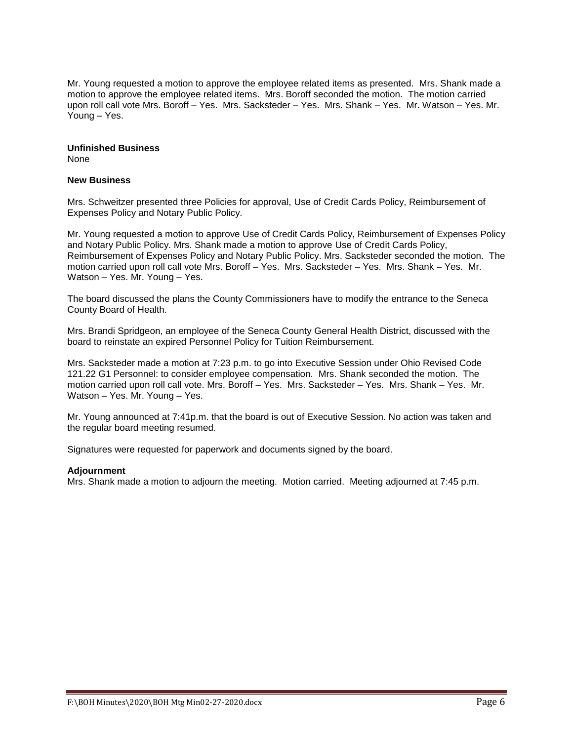Mr. Young requested a motion to approve the employee related items as presented. Mrs. Shank made a motion to approve the employee related items. Mrs. Boroff seconded the motion. The motion carried upon roll call vote Mrs. Boroff – Yes. Mrs. Sacksteder – Yes. Mrs. Shank – Yes. Mr. Watson – Yes. Mr. Young – Yes.

**Unfinished Business**
None

**New Business**

Mrs. Schweitzer presented three Policies for approval, Use of Credit Cards Policy, Reimbursement of Expenses Policy and Notary Public Policy.

Mr. Young requested a motion to approve Use of Credit Cards Policy, Reimbursement of Expenses Policy and Notary Public Policy. Mrs. Shank made a motion to approve Use of Credit Cards Policy, Reimbursement of Expenses Policy and Notary Public Policy. Mrs. Sacksteder seconded the motion. The motion carried upon roll call vote Mrs. Boroff – Yes. Mrs. Sacksteder – Yes. Mrs. Shank – Yes. Mr. Watson – Yes. Mr. Young – Yes.

The board discussed the plans the County Commissioners have to modify the entrance to the Seneca County Board of Health.

Mrs. Brandi Spridgeon, an employee of the Seneca County General Health District, discussed with the board to reinstate an expired Personnel Policy for Tuition Reimbursement.

Mrs. Sacksteder made a motion at 7:23 p.m. to go into Executive Session under Ohio Revised Code 121.22 G1 Personnel: to consider employee compensation. Mrs. Shank seconded the motion. The motion carried upon roll call vote. Mrs. Boroff – Yes. Mrs. Sacksteder – Yes. Mrs. Shank – Yes. Mr. Watson – Yes. Mr. Young – Yes.

Mr. Young announced at 7:41p.m. that the board is out of Executive Session. No action was taken and the regular board meeting resumed.

Signatures were requested for paperwork and documents signed by the board.

**Adjournment**
Mrs. Shank made a motion to adjourn the meeting. Motion carried. Meeting adjourned at 7:45 p.m.